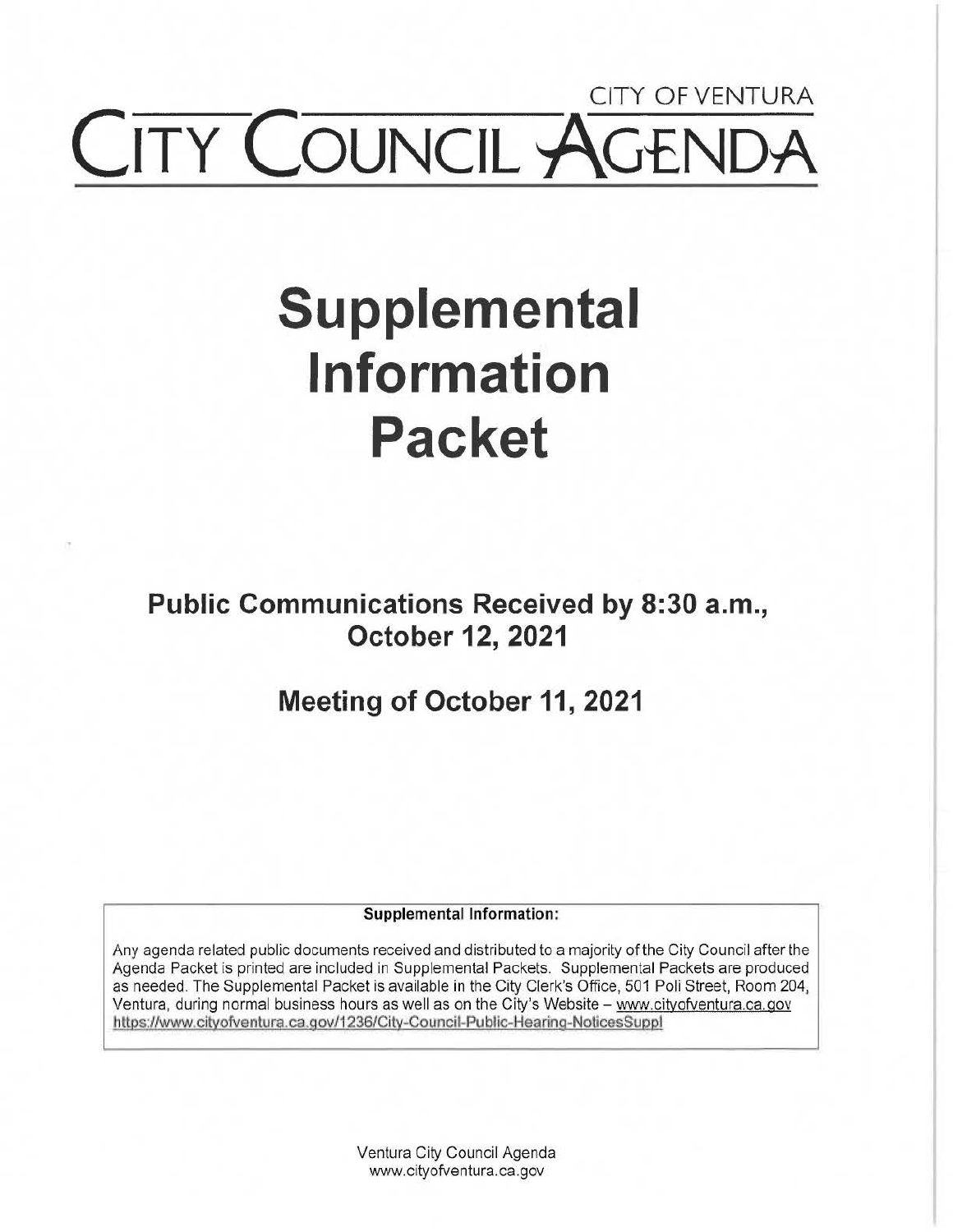CITY OF VENTURA

# CITY COUNCIL AGENDA

# Supplemental Information Packet

## Public Communications Received by 8:30 a.m., October 12, 2021

## Meeting of October 11, 2021

**Supplemental Information:**

Any agenda related public documents received and distributed to a majority of the City Council after the Agenda Packet is printed are included in Supplemental Packets. Supplemental Packets are produced as needed. The Supplemental Packet is available in the City Clerk's Office, 501 Poli Street, Room 204, Ventura, during normal business hours as well as on the City's Website – www.cityofventura.ca.gov https://www.cityofventura.ca.gov/1236/City-Council-Public-Hearing-NoticesSuppl

Ventura City Council Agenda
www.cityofventura.ca.gov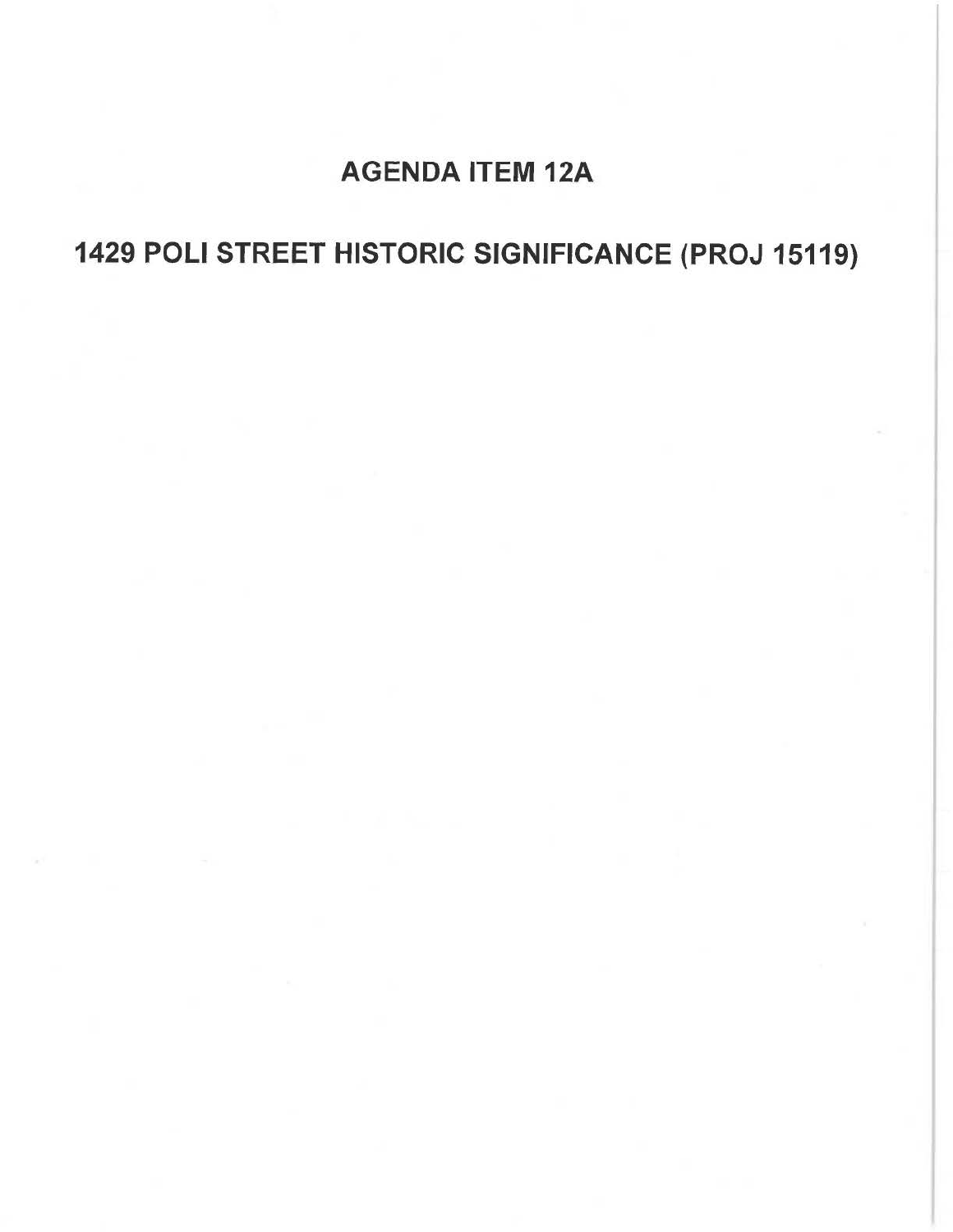# AGENDA ITEM 12A

# 1429 POLI STREET HISTORIC SIGNIFICANCE (PROJ 15119)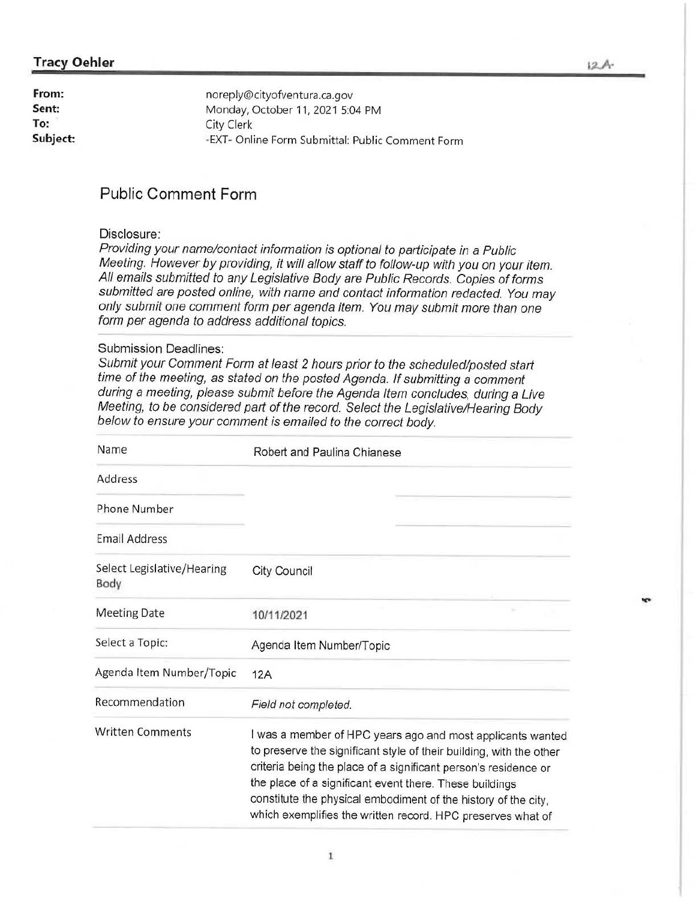**Tracy Oehler**

12A

| | |
|---|---|
| **From:** | noreply@cityofventura.ca.gov |
| **Sent:** | Monday, October 11, 2021 5:04 PM |
| **To:** | City Clerk |
| **Subject:** | -EXT- Online Form Submittal: Public Comment Form |

## Public Comment Form

Disclosure:

*Providing your name/contact information is optional to participate in a Public Meeting. However by providing, it will allow staff to follow-up with you on your item. All emails submitted to any Legislative Body are Public Records. Copies of forms submitted are posted online, with name and contact information redacted. You may only submit one comment form per agenda item. You may submit more than one form per agenda to address additional topics.*

Submission Deadlines:

*Submit your Comment Form at least 2 hours prior to the scheduled/posted start time of the meeting, as stated on the posted Agenda. If submitting a comment during a meeting, please submit before the Agenda Item concludes, during a Live Meeting, to be considered part of the record. Select the Legislative/Hearing Body below to ensure your comment is emailed to the correct body.*

| | |
|---|---|
| Name | Robert and Paulina Chianese |
| Address | |
| Phone Number | |
| Email Address | |
| Select Legislative/Hearing Body | City Council |
| Meeting Date | 10/11/2021 |
| Select a Topic: | Agenda Item Number/Topic |
| Agenda Item Number/Topic | 12A |
| Recommendation | *Field not completed.* |
| Written Comments | I was a member of HPC years ago and most applicants wanted to preserve the significant style of their building, with the other criteria being the place of a significant person's residence or the place of a significant event there. These buildings constitute the physical embodiment of the history of the city, which exemplifies the written record. HPC preserves what of |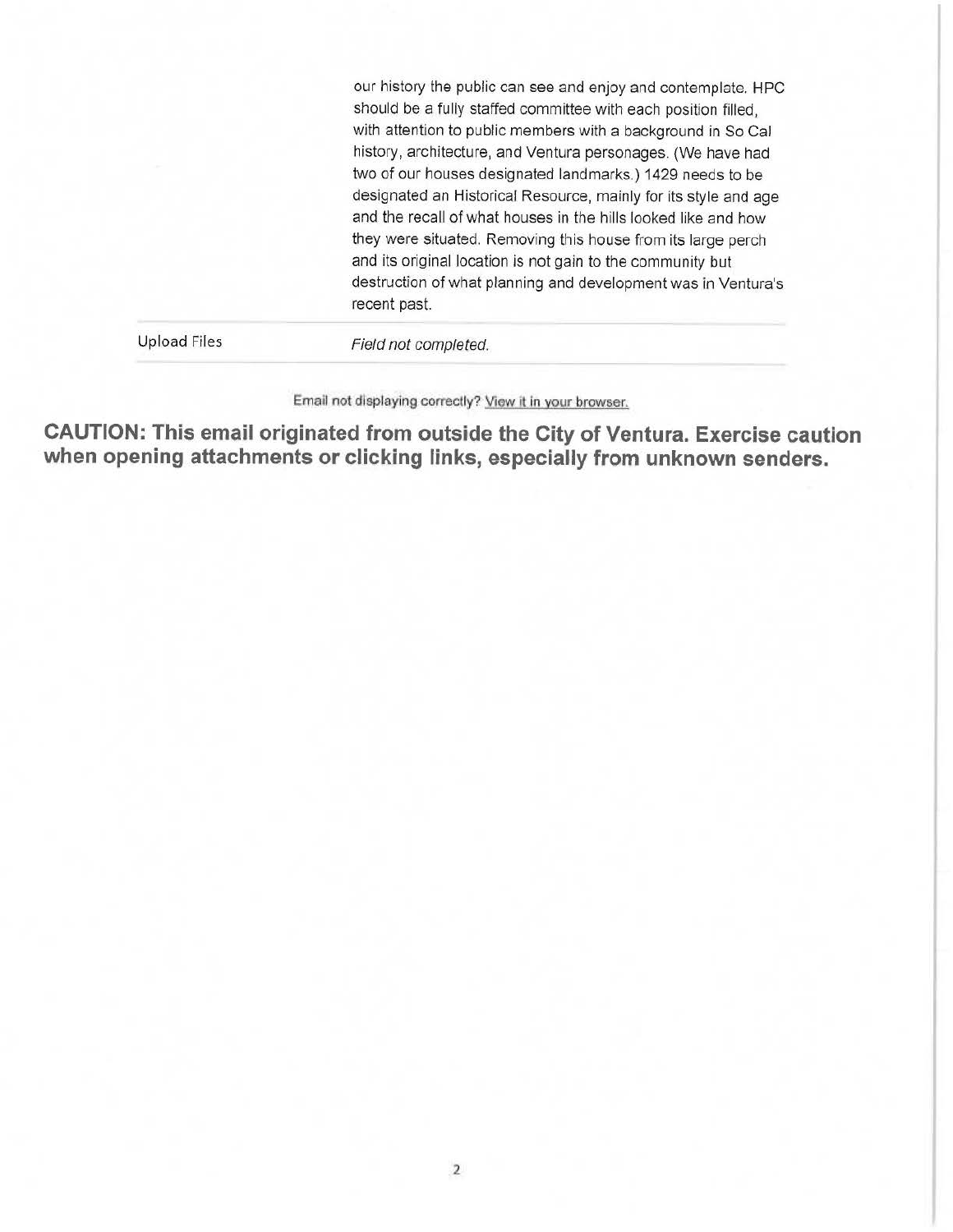| | |
|---|---|
| | our history the public can see and enjoy and contemplate. HPC should be a fully staffed committee with each position filled, with attention to public members with a background in So Cal history, architecture, and Ventura personages. (We have had two of our houses designated landmarks.) 1429 needs to be designated an Historical Resource, mainly for its style and age and the recall of what houses in the hills looked like and how they were situated. Removing this house from its large perch and its original location is not gain to the community but destruction of what planning and development was in Ventura's recent past. |
| Upload Files | *Field not completed.* |

Email not displaying correctly? View it in your browser.

**CAUTION: This email originated from outside the City of Ventura. Exercise caution when opening attachments or clicking links, especially from unknown senders.**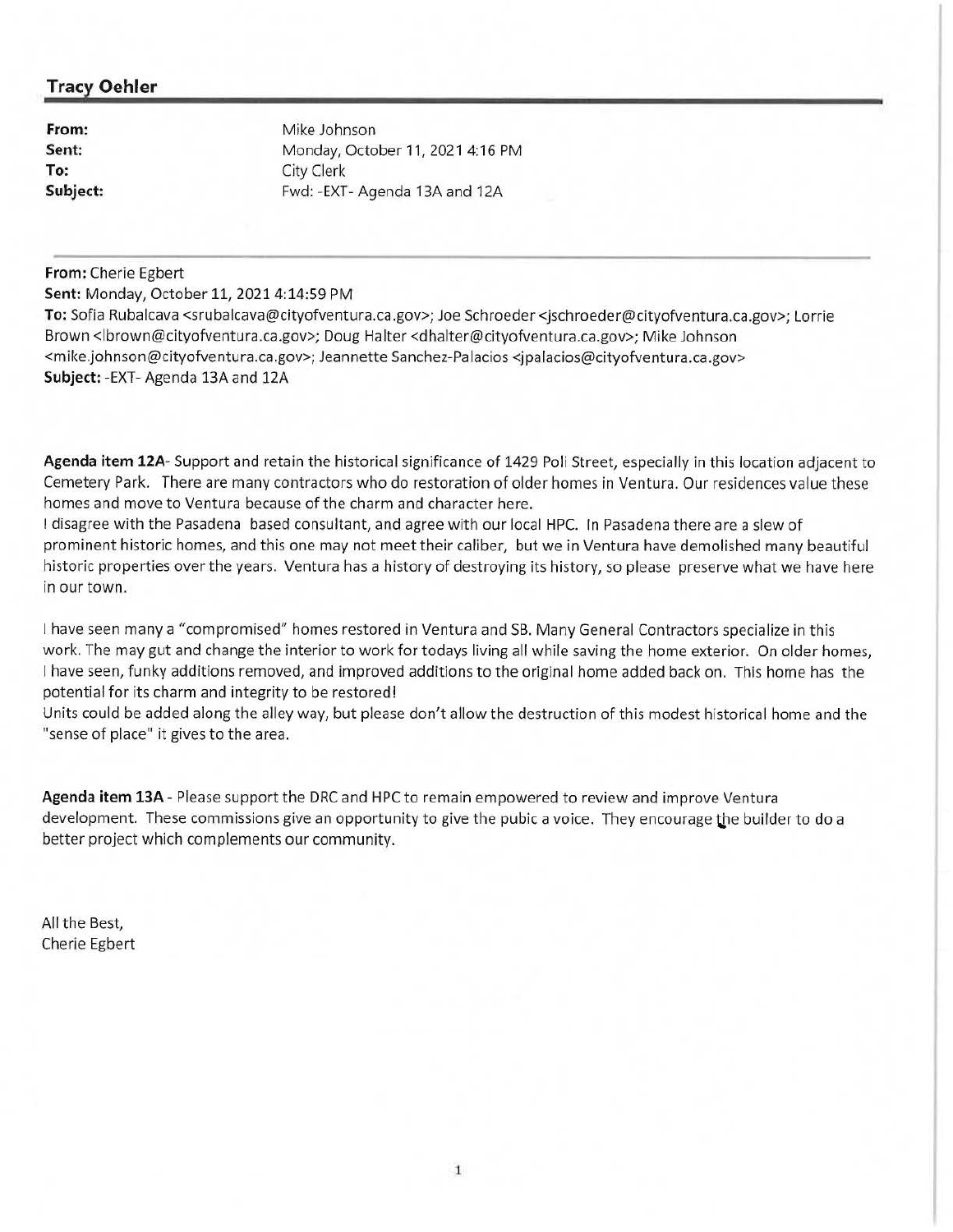## Tracy Oehler

**From:** Mike Johnson
**Sent:** Monday, October 11, 2021 4:16 PM
**To:** City Clerk
**Subject:** Fwd: -EXT- Agenda 13A and 12A

---

**From:** Cherie Egbert
**Sent:** Monday, October 11, 2021 4:14:59 PM
**To:** Sofia Rubalcava <srubalcava@cityofventura.ca.gov>; Joe Schroeder <jschroeder@cityofventura.ca.gov>; Lorrie Brown <lbrown@cityofventura.ca.gov>; Doug Halter <dhalter@cityofventura.ca.gov>; Mike Johnson <mike.johnson@cityofventura.ca.gov>; Jeannette Sanchez-Palacios <jpalacios@cityofventura.ca.gov>
**Subject:** -EXT- Agenda 13A and 12A

**Agenda item 12A**- Support and retain the historical significance of 1429 Poli Street, especially in this location adjacent to Cemetery Park. There are many contractors who do restoration of older homes in Ventura. Our residences value these homes and move to Ventura because of the charm and character here.
I disagree with the Pasadena based consultant, and agree with our local HPC. In Pasadena there are a slew of prominent historic homes, and this one may not meet their caliber, but we in Ventura have demolished many beautiful historic properties over the years. Ventura has a history of destroying its history, so please preserve what we have here in our town.

I have seen many a "compromised" homes restored in Ventura and SB. Many General Contractors specialize in this work. The may gut and change the interior to work for todays living all while saving the home exterior. On older homes, I have seen, funky additions removed, and improved additions to the original home added back on. This home has the potential for its charm and integrity to be restored!
Units could be added along the alley way, but please don't allow the destruction of this modest historical home and the "sense of place" it gives to the area.

**Agenda item 13A** - Please support the DRC and HPC to remain empowered to review and improve Ventura development. These commissions give an opportunity to give the pubic a voice. They encourage the builder to do a better project which complements our community.

All the Best,
Cherie Egbert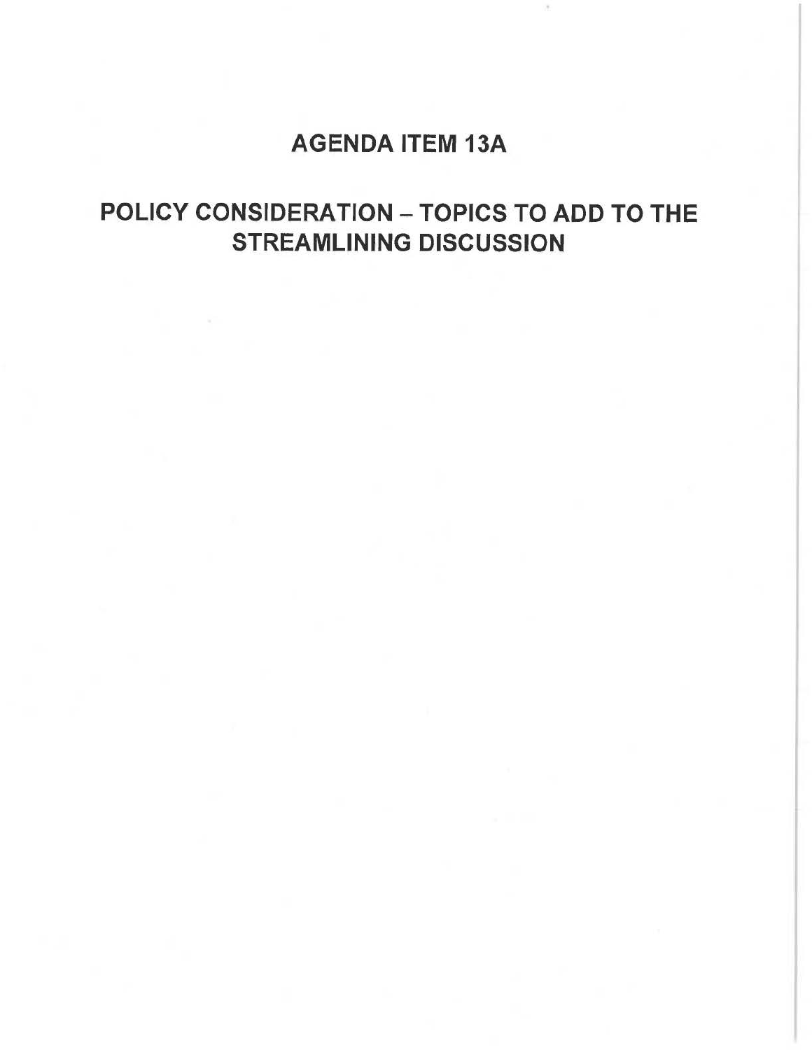# AGENDA ITEM 13A

## POLICY CONSIDERATION – TOPICS TO ADD TO THE STREAMLINING DISCUSSION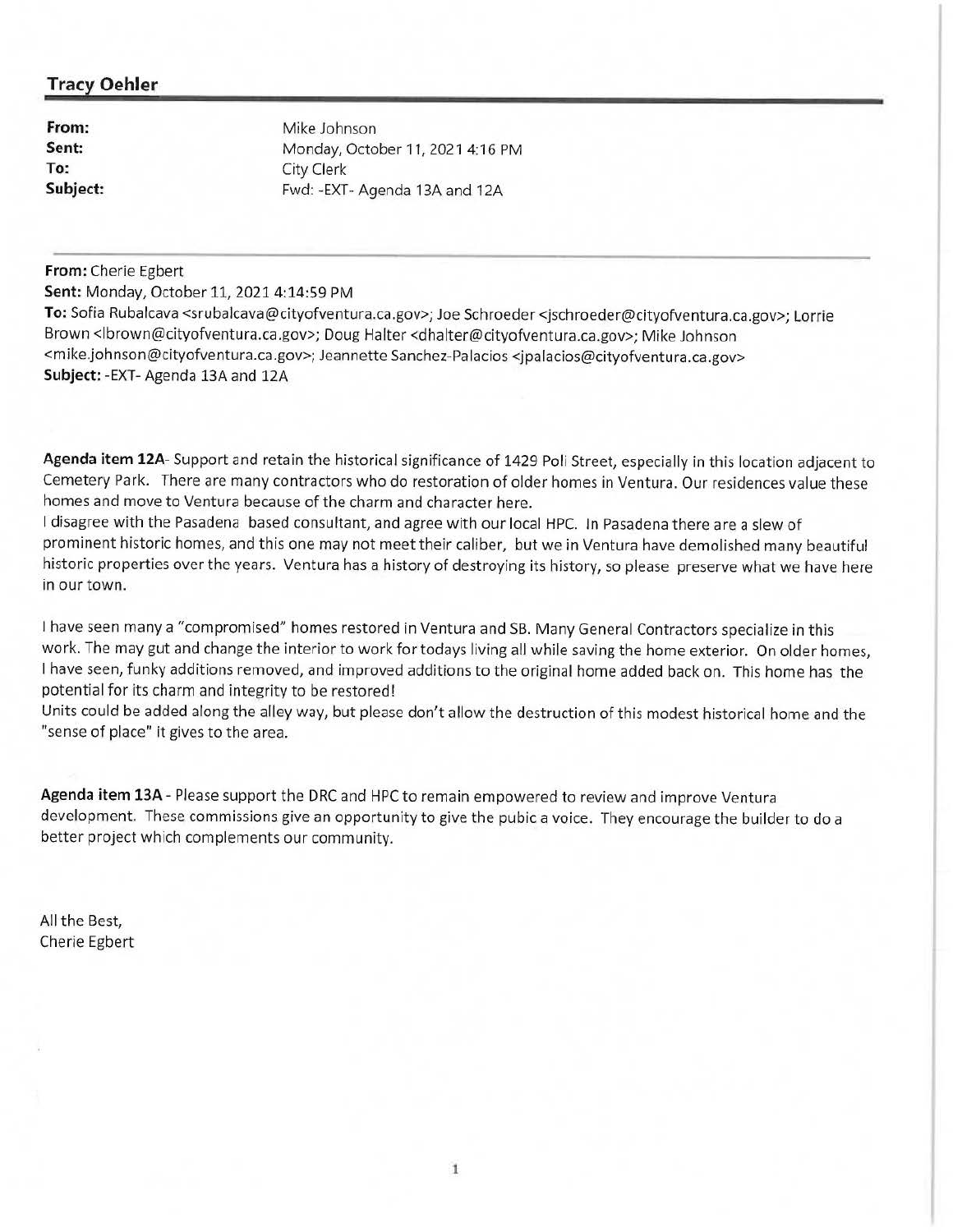## Tracy Oehler

**From:** Mike Johnson
**Sent:** Monday, October 11, 2021 4:16 PM
**To:** City Clerk
**Subject:** Fwd: -EXT- Agenda 13A and 12A

---

**From:** Cherie Egbert
**Sent:** Monday, October 11, 2021 4:14:59 PM
**To:** Sofia Rubalcava <srubalcava@cityofventura.ca.gov>; Joe Schroeder <jschroeder@cityofventura.ca.gov>; Lorrie Brown <lbrown@cityofventura.ca.gov>; Doug Halter <dhalter@cityofventura.ca.gov>; Mike Johnson <mike.johnson@cityofventura.ca.gov>; Jeannette Sanchez-Palacios <jpalacios@cityofventura.ca.gov>
**Subject:** -EXT- Agenda 13A and 12A

**Agenda item 12A**- Support and retain the historical significance of 1429 Poli Street, especially in this location adjacent to Cemetery Park. There are many contractors who do restoration of older homes in Ventura. Our residences value these homes and move to Ventura because of the charm and character here.
I disagree with the Pasadena based consultant, and agree with our local HPC. In Pasadena there are a slew of prominent historic homes, and this one may not meet their caliber, but we in Ventura have demolished many beautiful historic properties over the years. Ventura has a history of destroying its history, so please preserve what we have here in our town.

I have seen many a "compromised" homes restored in Ventura and SB. Many General Contractors specialize in this work. The may gut and change the interior to work for todays living all while saving the home exterior. On older homes, I have seen, funky additions removed, and improved additions to the original home added back on. This home has the potential for its charm and integrity to be restored!
Units could be added along the alley way, but please don't allow the destruction of this modest historical home and the "sense of place" it gives to the area.

**Agenda item 13A** - Please support the DRC and HPC to remain empowered to review and improve Ventura development. These commissions give an opportunity to give the pubic a voice. They encourage the builder to do a better project which complements our community.

All the Best,
Cherie Egbert